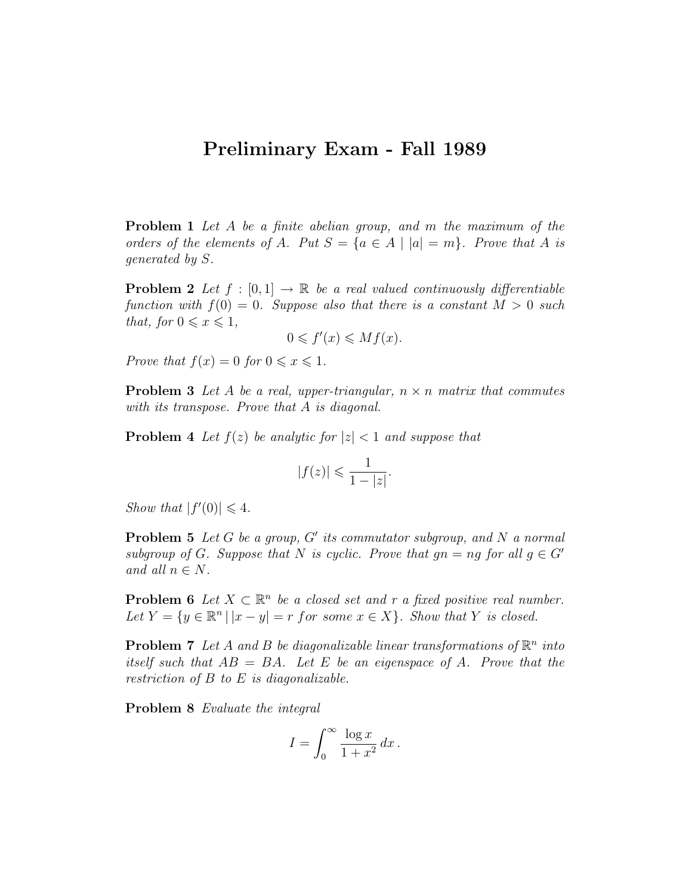# Preliminary Exam - Fall 1989

**Problem 1** *Let $A$ be a finite abelian group, and $m$ the maximum of the orders of the elements of $A$. Put $S = \{a \in A \mid |a| = m\}$. Prove that $A$ is generated by $S$.*

**Problem 2** *Let $f : [0,1] \to \mathbb{R}$ be a real valued continuously differentiable function with $f(0) = 0$. Suppose also that there is a constant $M > 0$ such that, for $0 \leqslant x \leqslant 1$,*

$$0 \leqslant f'(x) \leqslant M f(x).$$

*Prove that $f(x) = 0$ for $0 \leqslant x \leqslant 1$.*

**Problem 3** *Let $A$ be a real, upper-triangular, $n \times n$ matrix that commutes with its transpose. Prove that $A$ is diagonal.*

**Problem 4** *Let $f(z)$ be analytic for $|z| < 1$ and suppose that*

$$|f(z)| \leqslant \frac{1}{1 - |z|}.$$

*Show that $|f'(0)| \leqslant 4$.*

**Problem 5** *Let $G$ be a group, $G'$ its commutator subgroup, and $N$ a normal subgroup of $G$. Suppose that $N$ is cyclic. Prove that $gn = ng$ for all $g \in G'$ and all $n \in N$.*

**Problem 6** *Let $X \subset \mathbb{R}^n$ be a closed set and $r$ a fixed positive real number. Let $Y = \{y \in \mathbb{R}^n \mid |x - y| = r \text{ for some } x \in X\}$. Show that $Y$ is closed.*

**Problem 7** *Let $A$ and $B$ be diagonalizable linear transformations of $\mathbb{R}^n$ into itself such that $AB = BA$. Let $E$ be an eigenspace of $A$. Prove that the restriction of $B$ to $E$ is diagonalizable.*

**Problem 8** *Evaluate the integral*

$$I = \int_0^\infty \frac{\log x}{1 + x^2}\, dx\,.$$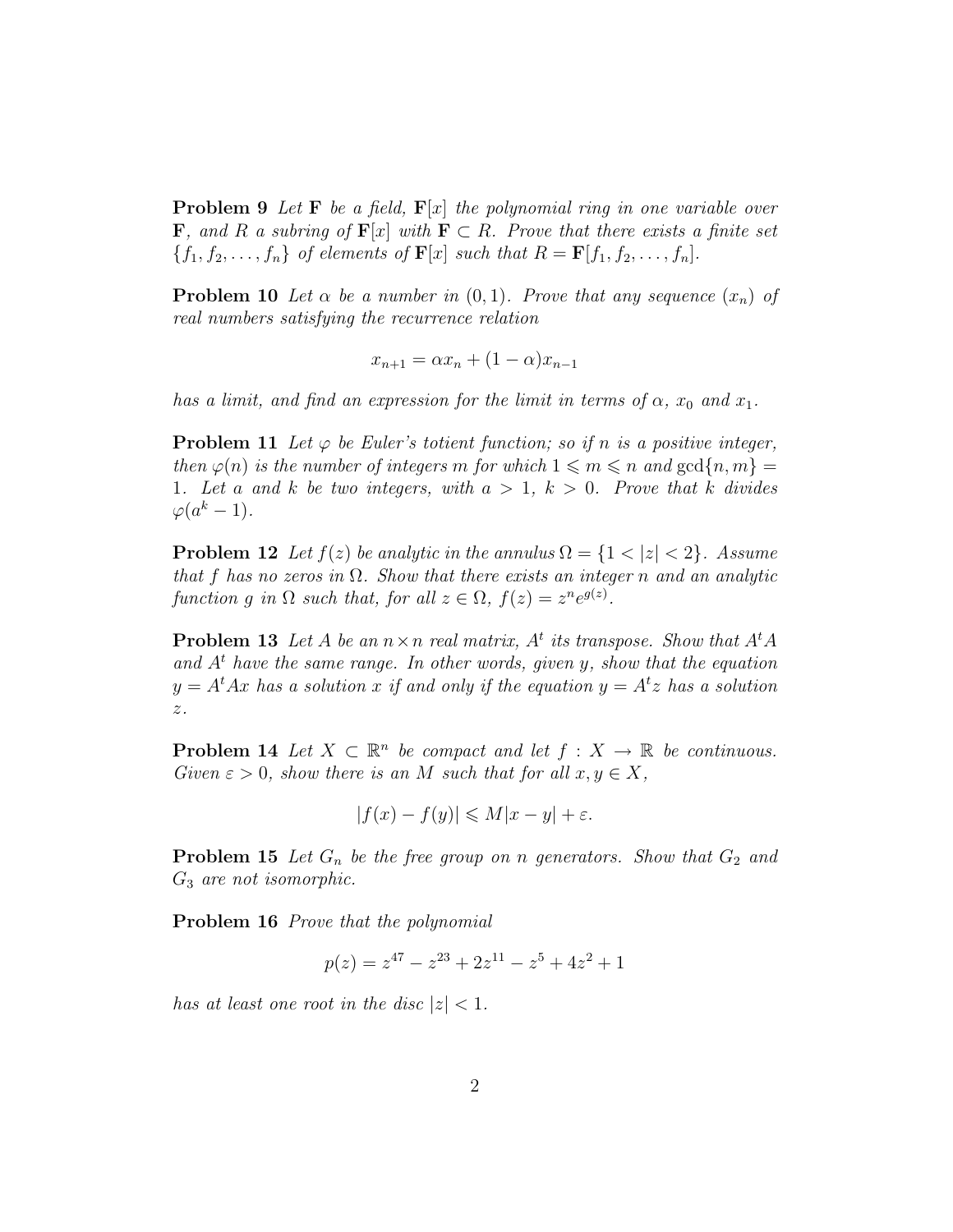**Problem 9** *Let* $\mathbf{F}$ *be a field,* $\mathbf{F}[x]$ *the polynomial ring in one variable over* $\mathbf{F}$*, and* $R$ *a subring of* $\mathbf{F}[x]$ *with* $\mathbf{F} \subset R$*. Prove that there exists a finite set* $\{f_1, f_2, \ldots, f_n\}$ *of elements of* $\mathbf{F}[x]$ *such that* $R = \mathbf{F}[f_1, f_2, \ldots, f_n]$*.*

**Problem 10** *Let* $\alpha$ *be a number in* $(0,1)$*. Prove that any sequence* $(x_n)$ *of real numbers satisfying the recurrence relation*

$$x_{n+1} = \alpha x_n + (1-\alpha)x_{n-1}$$

*has a limit, and find an expression for the limit in terms of* $\alpha$*,* $x_0$ *and* $x_1$*.*

**Problem 11** *Let* $\varphi$ *be Euler's totient function; so if* $n$ *is a positive integer, then* $\varphi(n)$ *is the number of integers* $m$ *for which* $1 \leqslant m \leqslant n$ *and* $\gcd\{n, m\} = 1$*. Let* $a$ *and* $k$ *be two integers, with* $a > 1$*,* $k > 0$*. Prove that* $k$ *divides* $\varphi(a^k - 1)$*.*

**Problem 12** *Let* $f(z)$ *be analytic in the annulus* $\Omega = \{1 < |z| < 2\}$*. Assume that* $f$ *has no zeros in* $\Omega$*. Show that there exists an integer* $n$ *and an analytic function* $g$ *in* $\Omega$ *such that, for all* $z \in \Omega$*,* $f(z) = z^n e^{g(z)}$*.*

**Problem 13** *Let* $A$ *be an* $n \times n$ *real matrix,* $A^t$ *its transpose. Show that* $A^tA$ *and* $A^t$ *have the same range. In other words, given* $y$*, show that the equation* $y = A^tAx$ *has a solution* $x$ *if and only if the equation* $y = A^tz$ *has a solution* $z$*.*

**Problem 14** *Let* $X \subset \mathbb{R}^n$ *be compact and let* $f : X \to \mathbb{R}$ *be continuous. Given* $\varepsilon > 0$*, show there is an* $M$ *such that for all* $x, y \in X$*,*

$$|f(x) - f(y)| \leqslant M|x - y| + \varepsilon.$$

**Problem 15** *Let* $G_n$ *be the free group on* $n$ *generators. Show that* $G_2$ *and* $G_3$ *are not isomorphic.*

**Problem 16** *Prove that the polynomial*

$$p(z) = z^{47} - z^{23} + 2z^{11} - z^5 + 4z^2 + 1$$

*has at least one root in the disc* $|z| < 1$*.*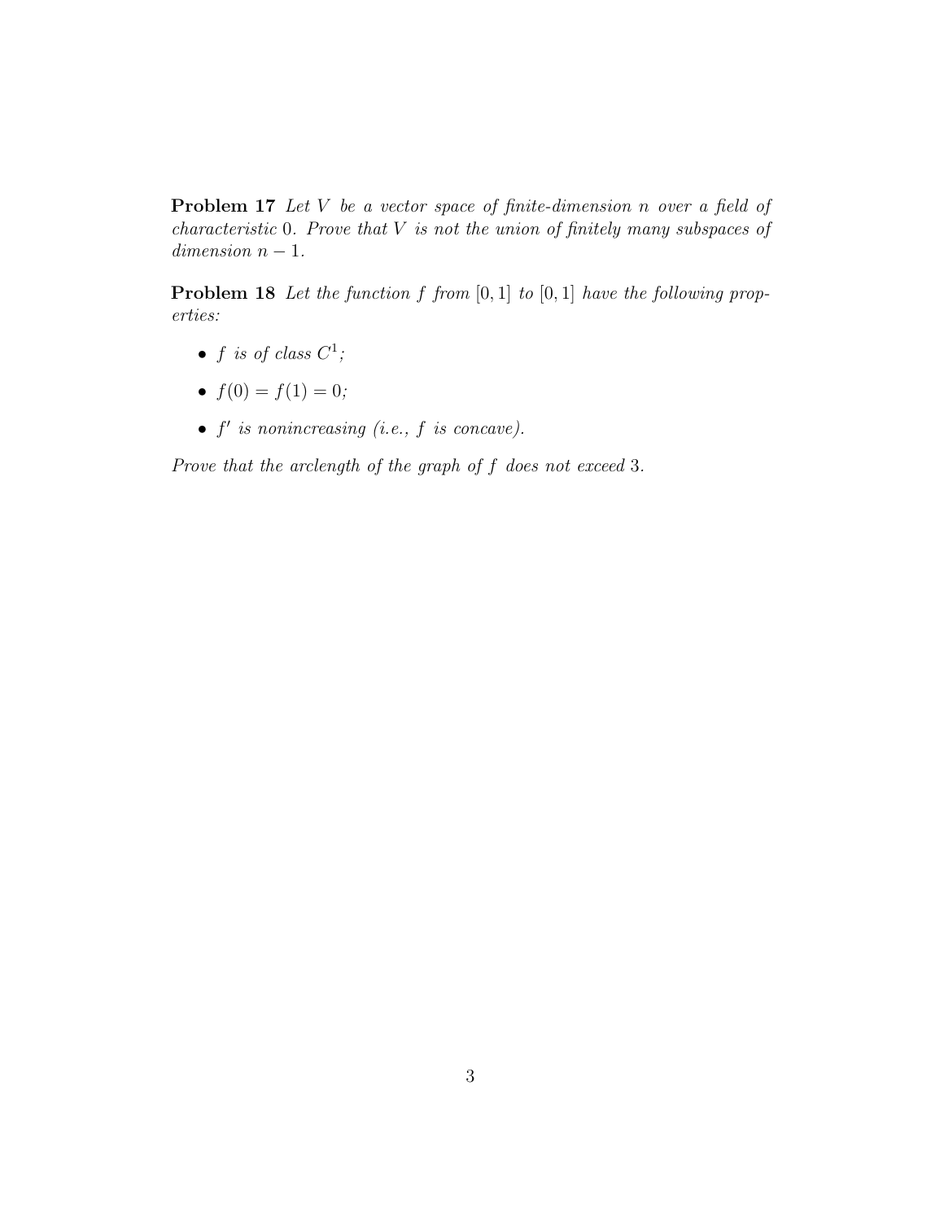**Problem 17** *Let $V$ be a vector space of finite-dimension $n$ over a field of characteristic $0$. Prove that $V$ is not the union of finitely many subspaces of dimension $n-1$.*

**Problem 18** *Let the function $f$ from $[0,1]$ to $[0,1]$ have the following properties:*

- *$f$ is of class $C^1$;*
- *$f(0) = f(1) = 0$;*
- *$f'$ is nonincreasing (i.e., $f$ is concave).*

*Prove that the arclength of the graph of $f$ does not exceed $3$.*